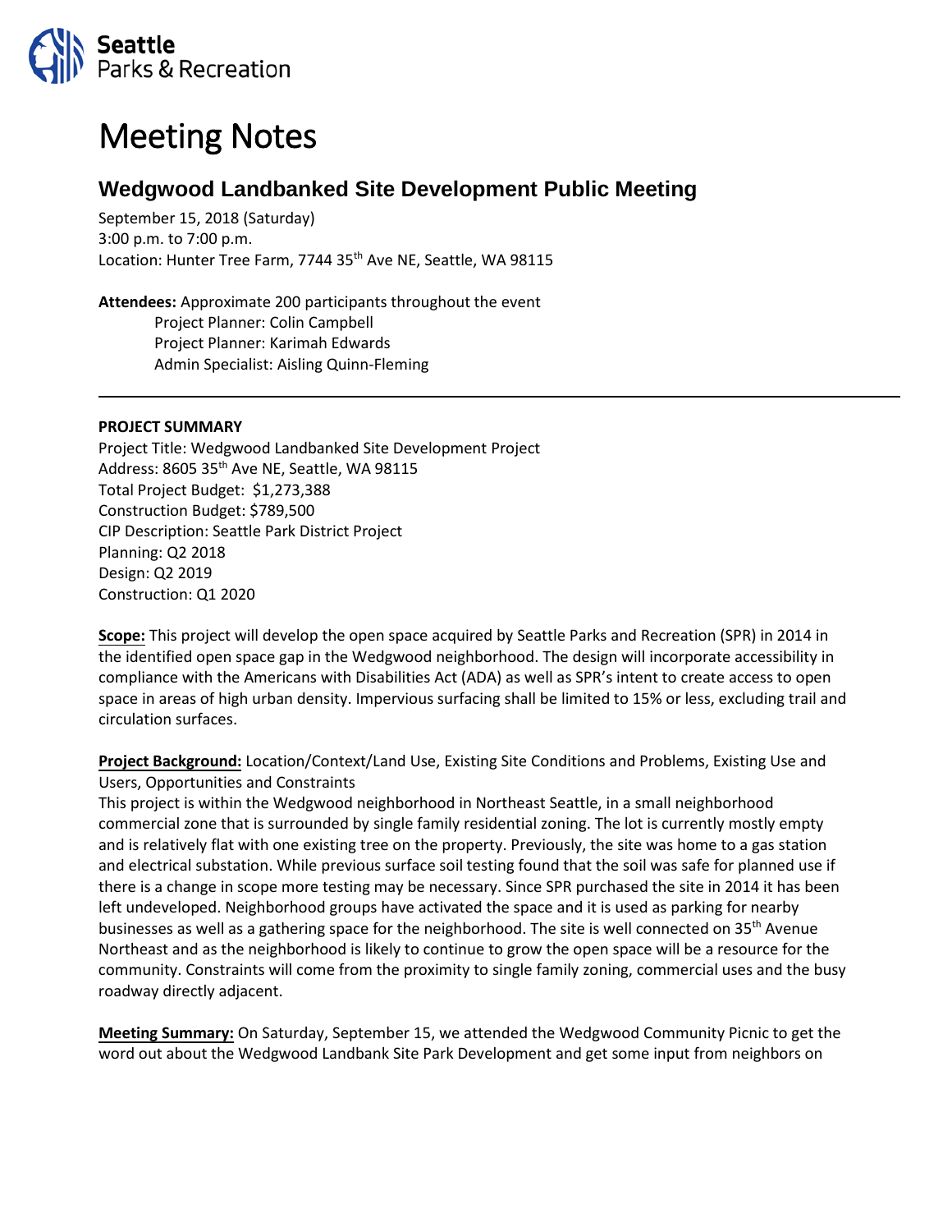Seattle Parks & Recreation

# Meeting Notes

## Wedgwood Landbanked Site Development Public Meeting

September 15, 2018 (Saturday)
3:00 p.m. to 7:00 p.m.
Location: Hunter Tree Farm, 7744 35th Ave NE, Seattle, WA 98115

**Attendees:** Approximate 200 participants throughout the event
Project Planner: Colin Campbell
Project Planner: Karimah Edwards
Admin Specialist: Aisling Quinn-Fleming

---

**PROJECT SUMMARY**

Project Title: Wedgwood Landbanked Site Development Project
Address: 8605 35th Ave NE, Seattle, WA 98115
Total Project Budget: $1,273,388
Construction Budget: $789,500
CIP Description: Seattle Park District Project
Planning: Q2 2018
Design: Q2 2019
Construction: Q1 2020

**Scope:** This project will develop the open space acquired by Seattle Parks and Recreation (SPR) in 2014 in the identified open space gap in the Wedgwood neighborhood. The design will incorporate accessibility in compliance with the Americans with Disabilities Act (ADA) as well as SPR's intent to create access to open space in areas of high urban density. Impervious surfacing shall be limited to 15% or less, excluding trail and circulation surfaces.

**Project Background:** Location/Context/Land Use, Existing Site Conditions and Problems, Existing Use and Users, Opportunities and Constraints

This project is within the Wedgwood neighborhood in Northeast Seattle, in a small neighborhood commercial zone that is surrounded by single family residential zoning. The lot is currently mostly empty and is relatively flat with one existing tree on the property. Previously, the site was home to a gas station and electrical substation. While previous surface soil testing found that the soil was safe for planned use if there is a change in scope more testing may be necessary. Since SPR purchased the site in 2014 it has been left undeveloped. Neighborhood groups have activated the space and it is used as parking for nearby businesses as well as a gathering space for the neighborhood. The site is well connected on 35th Avenue Northeast and as the neighborhood is likely to continue to grow the open space will be a resource for the community. Constraints will come from the proximity to single family zoning, commercial uses and the busy roadway directly adjacent.

**Meeting Summary:** On Saturday, September 15, we attended the Wedgwood Community Picnic to get the word out about the Wedgwood Landbank Site Park Development and get some input from neighbors on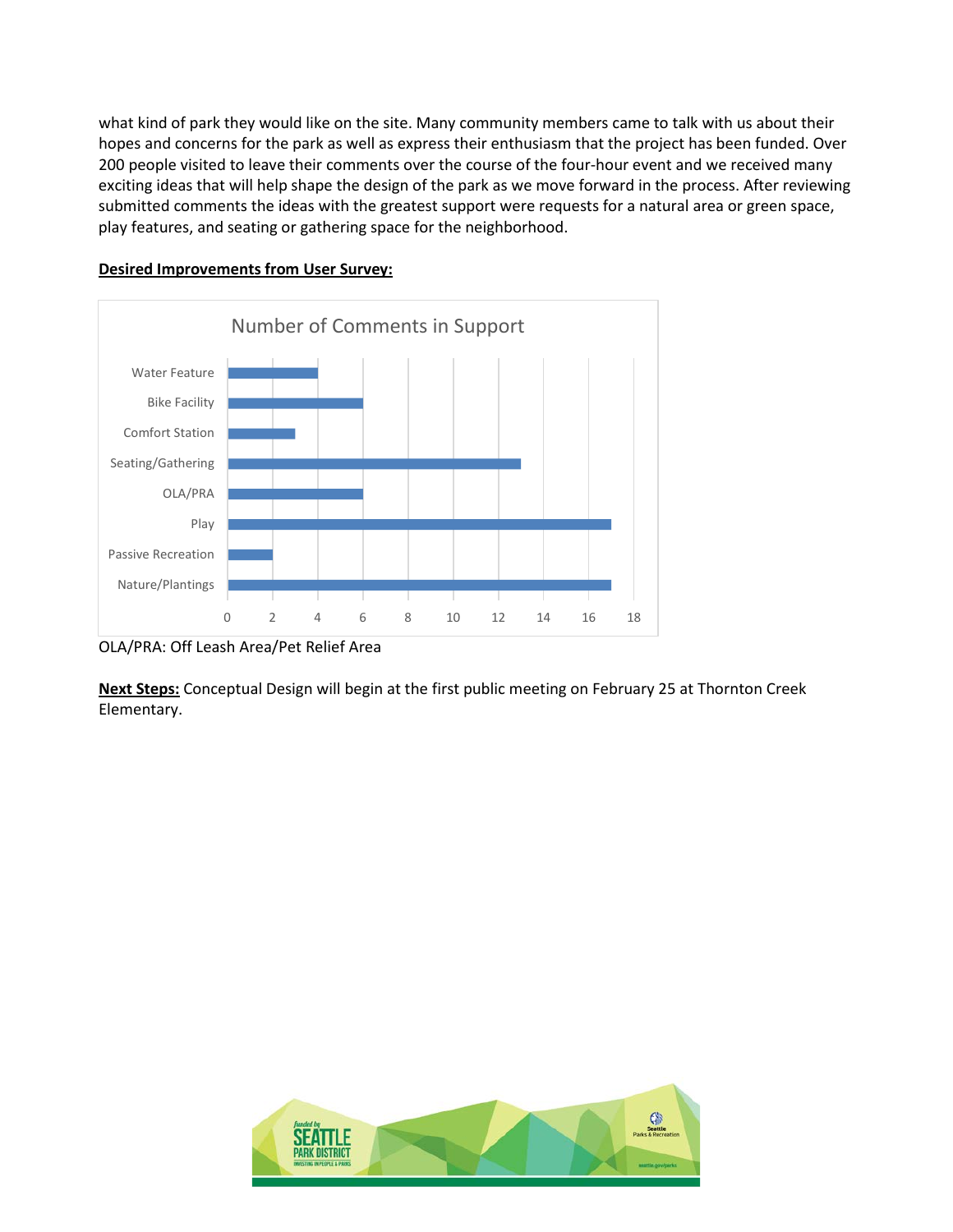what kind of park they would like on the site. Many community members came to talk with us about their hopes and concerns for the park as well as express their enthusiasm that the project has been funded. Over 200 people visited to leave their comments over the course of the four-hour event and we received many exciting ideas that will help shape the design of the park as we move forward in the process. After reviewing submitted comments the ideas with the greatest support were requests for a natural area or green space, play features, and seating or gathering space for the neighborhood.

**Desired Improvements from User Survey:**

Number of Comments in Support

Water Feature
Bike Facility
Comfort Station
Seating/Gathering
OLA/PRA
Play
Passive Recreation
Nature/Plantings

0 2 4 6 8 10 12 14 16 18

OLA/PRA: Off Leash Area/Pet Relief Area

**Next Steps:** Conceptual Design will begin at the first public meeting on February 25 at Thornton Creek Elementary.